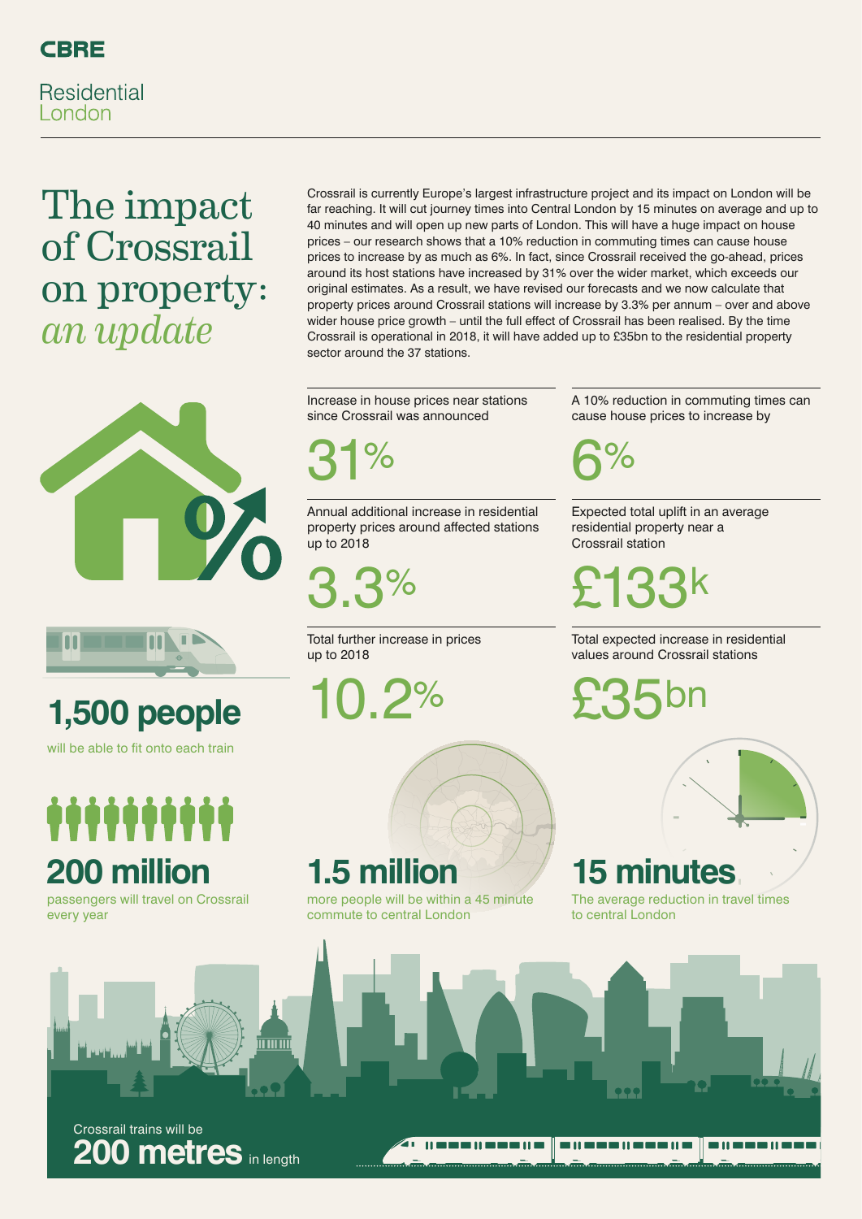**CBRE**

Residential
London

# The impact of Crossrail on property: *an update*

Crossrail is currently Europe's largest infrastructure project and its impact on London will be far reaching. It will cut journey times into Central London by 15 minutes on average and up to 40 minutes and will open up new parts of London. This will have a huge impact on house prices – our research shows that a 10% reduction in commuting times can cause house prices to increase by as much as 6%. In fact, since Crossrail received the go-ahead, prices around its host stations have increased by 31% over the wider market, which exceeds our original estimates. As a result, we have revised our forecasts and we now calculate that property prices around Crossrail stations will increase by 3.3% per annum – over and above wider house price growth – until the full effect of Crossrail has been realised. By the time Crossrail is operational in 2018, it will have added up to £35bn to the residential property sector around the 37 stations.

Increase in house prices near stations since Crossrail was announced

**31%**

A 10% reduction in commuting times can cause house prices to increase by

**6%**

Annual additional increase in residential property prices around affected stations up to 2018

**3.3%**

Expected total uplift in an average residential property near a Crossrail station

**£133k**

Total further increase in prices up to 2018

**10.2%**

Total expected increase in residential values around Crossrail stations

**£35bn**

**1,500 people**

will be able to fit onto each train

**200 million**

passengers will travel on Crossrail every year

**1.5 million**

more people will be within a 45 minute commute to central London

**15 minutes**

The average reduction in travel times to central London

Crossrail trains will be

**200 metres** in length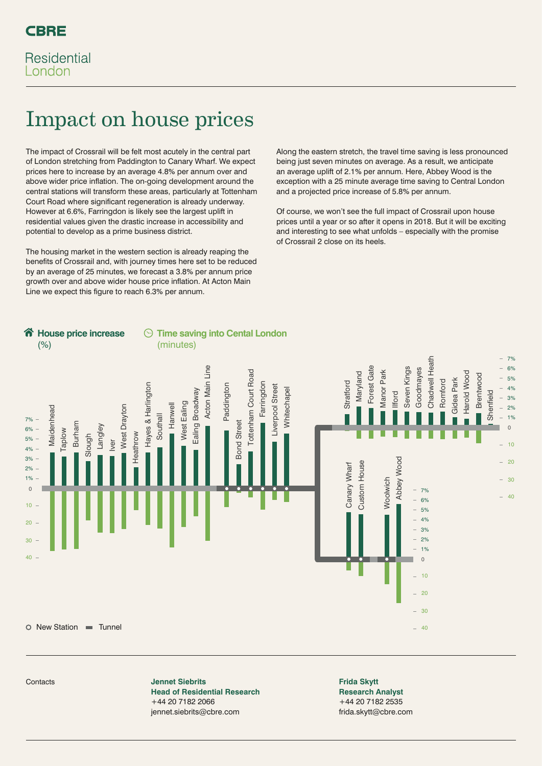CBRE

Residential
London

# Impact on house prices

The impact of Crossrail will be felt most acutely in the central part of London stretching from Paddington to Canary Wharf. We expect prices here to increase by an average 4.8% per annum over and above wider price inflation. The on-going development around the central stations will transform these areas, particularly at Tottenham Court Road where significant regeneration is already underway. However at 6.6%, Farringdon is likely see the largest uplift in residential values given the drastic increase in accessibility and potential to develop as a prime business district.

The housing market in the western section is already reaping the benefits of Crossrail and, with journey times here set to be reduced by an average of 25 minutes, we forecast a 3.8% per annum price growth over and above wider house price inflation. At Acton Main Line we expect this figure to reach 6.3% per annum.

Along the eastern stretch, the travel time saving is less pronounced being just seven minutes on average. As a result, we anticipate an average uplift of 2.1% per annum. Here, Abbey Wood is the exception with a 25 minute average time saving to Central London and a projected price increase of 5.8% per annum.

Of course, we won't see the full impact of Crossrail upon house prices until a year or so after it opens in 2018. But it will be exciting and interesting to see what unfolds – especially with the promise of Crossrail 2 close on its heels.

**House price increase** (%)

**Time saving into Cental London** (minutes)

Maidenhead
Taplow
Burham
Slough
Langley
Iver
West Drayton
Heathrow
Hayes & Harlington
Southall
Hanwell
West Ealing
Ealing Broadway
Acton Main Line
Paddington
Bond Street
Tottenham Court Road
Farringdon
Liverpool Street
Whitechapel
Stratford
Maryland
Forest Gate
Manor Park
Ilford
Seven Kings
Goodmayes
Chadwell Heath
Romford
Gidea Park
Harold Wood
Brentwood
Shenfield
Canary Wharf
Custom House
Woolwich
Abbey Wood

7%
6%
5%
4%
3%
2%
1%
0
10
20
30
40

New Station
Tunnel

Contacts

**Jennet Siebrits**
**Head of Residential Research**
+44 20 7182 2066
jennet.siebrits@cbre.com

**Frida Skytt**
**Research Analyst**
+44 20 7182 2535
frida.skytt@cbre.com